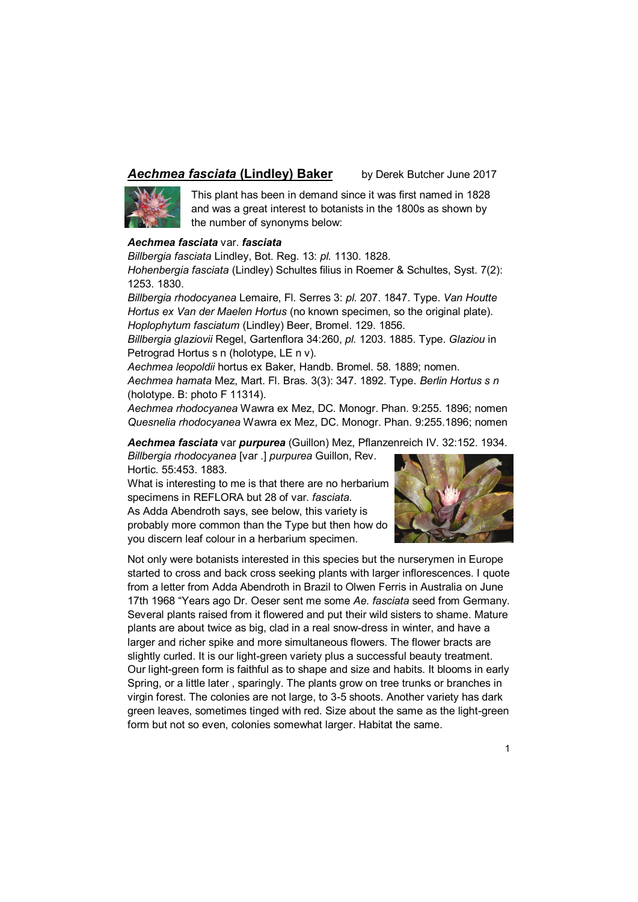## ***Aechmea fasciata*** **(Lindley) Baker** by Derek Butcher June 2017

This plant has been in demand since it was first named in 1828 and was a great interest to botanists in the 1800s as shown by the number of synonyms below:

***Aechmea fasciata*** **var.** ***fasciata***

*Billbergia fasciata* Lindley, Bot. Reg. 13: *pl.* 1130. 1828.

*Hohenbergia fasciata* (Lindley) Schultes filius in Roemer & Schultes, Syst. 7(2): 1253. 1830.

*Billbergia rhodocyanea* Lemaire, Fl. Serres 3: *pl.* 207. 1847. Type. *Van Houtte Hortus ex Van der Maelen Hortus* (no known specimen, so the original plate).

*Hoplophytum fasciatum* (Lindley) Beer, Bromel. 129. 1856.

*Billbergia glaziovii* Regel, Gartenflora 34:260, *pl.* 1203. 1885. Type. *Glaziou* in Petrograd Hortus s n (holotype, LE n v).

*Aechmea leopoldii* hortus ex Baker, Handb. Bromel. 58. 1889; nomen.

*Aechmea hamata* Mez, Mart. Fl. Bras. 3(3): 347. 1892. Type. *Berlin Hortus s n* (holotype. B: photo F 11314).

*Aechmea rhodocyanea* Wawra ex Mez, DC. Monogr. Phan. 9:255. 1896; nomen

*Quesnelia rhodocyanea* Wawra ex Mez, DC. Monogr. Phan. 9:255.1896; nomen

***Aechmea fasciata*** var ***purpurea*** (Guillon) Mez, Pflanzenreich IV. 32:152. 1934.

*Billbergia rhodocyanea* [var .] *purpurea* Guillon, Rev. Hortic. 55:453. 1883.

What is interesting to me is that there are no herbarium specimens in REFLORA but 28 of var. *fasciata.*

As Adda Abendroth says, see below, this variety is probably more common than the Type but then how do you discern leaf colour in a herbarium specimen.

Not only were botanists interested in this species but the nurserymen in Europe started to cross and back cross seeking plants with larger inflorescences. I quote from a letter from Adda Abendroth in Brazil to Olwen Ferris in Australia on June 17th 1968 "Years ago Dr. Oeser sent me some *Ae. fasciata* seed from Germany. Several plants raised from it flowered and put their wild sisters to shame. Mature plants are about twice as big, clad in a real snow-dress in winter, and have a larger and richer spike and more simultaneous flowers. The flower bracts are slightly curled. It is our light-green variety plus a successful beauty treatment. Our light-green form is faithful as to shape and size and habits. It blooms in early Spring, or a little later , sparingly. The plants grow on tree trunks or branches in virgin forest. The colonies are not large, to 3-5 shoots. Another variety has dark green leaves, sometimes tinged with red. Size about the same as the light-green form but not so even, colonies somewhat larger. Habitat the same.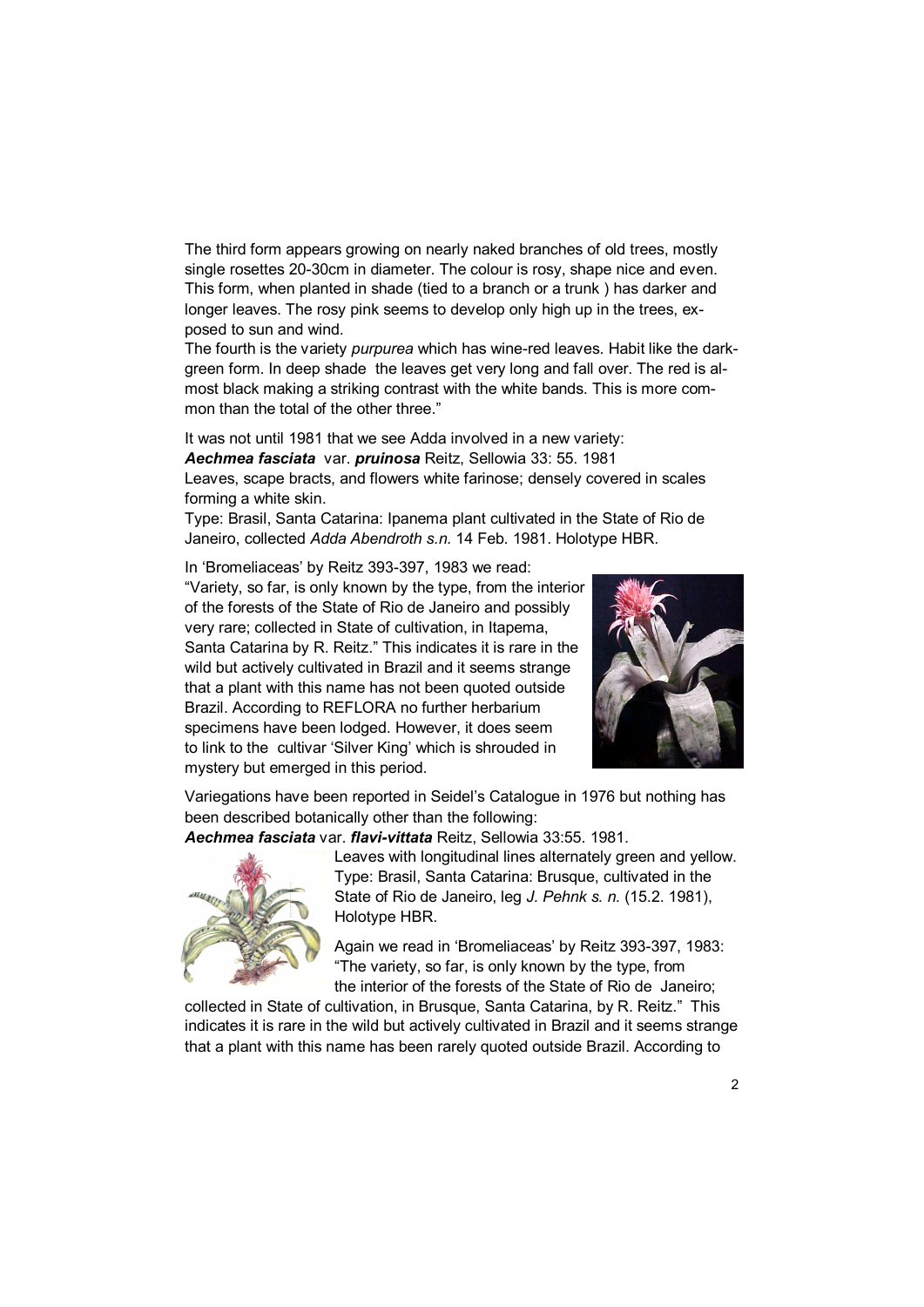The third form appears growing on nearly naked branches of old trees, mostly single rosettes 20-30cm in diameter. The colour is rosy, shape nice and even. This form, when planted in shade (tied to a branch or a trunk ) has darker and longer leaves. The rosy pink seems to develop only high up in the trees, exposed to sun and wind.
The fourth is the variety *purpurea* which has wine-red leaves. Habit like the dark-green form. In deep shade the leaves get very long and fall over. The red is almost black making a striking contrast with the white bands. This is more common than the total of the other three."

It was not until 1981 that we see Adda involved in a new variety:
***Aechmea fasciata*** var. ***pruinosa*** Reitz, Sellowia 33: 55. 1981
Leaves, scape bracts, and flowers white farinose; densely covered in scales forming a white skin.
Type: Brasil, Santa Catarina: Ipanema plant cultivated in the State of Rio de Janeiro, collected *Adda Abendroth s.n.* 14 Feb. 1981. Holotype HBR.

In 'Bromeliaceas' by Reitz 393-397, 1983 we read:
"Variety, so far, is only known by the type, from the interior of the forests of the State of Rio de Janeiro and possibly very rare; collected in State of cultivation, in Itapema, Santa Catarina by R. Reitz." This indicates it is rare in the wild but actively cultivated in Brazil and it seems strange that a plant with this name has not been quoted outside Brazil. According to REFLORA no further herbarium specimens have been lodged. However, it does seem to link to the cultivar 'Silver King' which is shrouded in mystery but emerged in this period.

Variegations have been reported in Seidel's Catalogue in 1976 but nothing has been described botanically other than the following:
***Aechmea fasciata*** var. ***flavi-vittata*** Reitz, Sellowia 33:55. 1981.
Leaves with longitudinal lines alternately green and yellow. Type: Brasil, Santa Catarina: Brusque, cultivated in the State of Rio de Janeiro, leg *J. Pehnk s. n.* (15.2. 1981), Holotype HBR.

Again we read in 'Bromeliaceas' by Reitz 393-397, 1983: "The variety, so far, is only known by the type, from the interior of the forests of the State of Rio de Janeiro; collected in State of cultivation, in Brusque, Santa Catarina, by R. Reitz." This indicates it is rare in the wild but actively cultivated in Brazil and it seems strange that a plant with this name has been rarely quoted outside Brazil. According to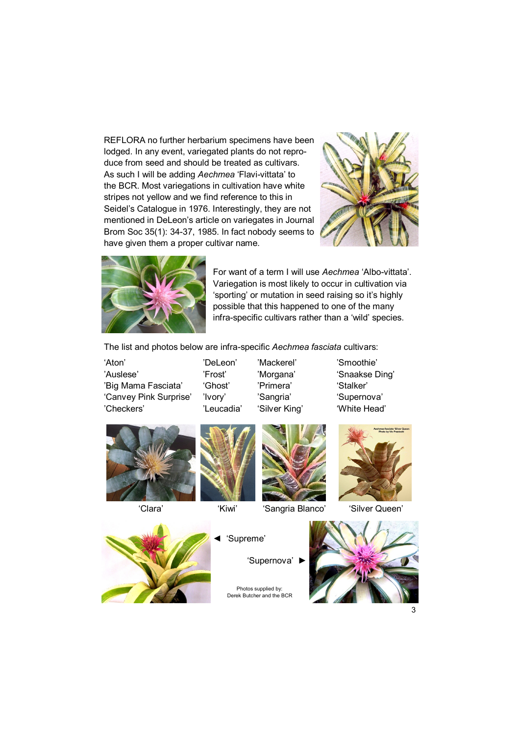REFLORA no further herbarium specimens have been lodged. In any event, variegated plants do not reproduce from seed and should be treated as cultivars. As such I will be adding *Aechmea* 'Flavi-vittata' to the BCR. Most variegations in cultivation have white stripes not yellow and we find reference to this in Seidel's Catalogue in 1976. Interestingly, they are not mentioned in DeLeon's article on variegates in Journal Brom Soc 35(1): 34-37, 1985. In fact nobody seems to have given them a proper cultivar name.

For want of a term I will use *Aechmea* 'Albo-vittata'. Variegation is most likely to occur in cultivation via 'sporting' or mutation in seed raising so it's highly possible that this happened to one of the many infra-specific cultivars rather than a 'wild' species.

The list and photos below are infra-specific *Aechmea fasciata* cultivars:

| | | | |
|---|---|---|---|
| 'Aton' | 'DeLeon' | 'Mackerel' | 'Smoothie' |
| 'Auslese' | 'Frost' | 'Morgana' | 'Snaakse Ding' |
| 'Big Mama Fasciata' | 'Ghost' | 'Primera' | 'Stalker' |
| 'Canvey Pink Surprise' | 'Ivory' | 'Sangria' | 'Supernova' |
| 'Checkers' | 'Leucadia' | 'Silver King' | 'White Head' |

'Clara'

'Kiwi'

'Sangria Blanco'

'Silver Queen'

◄ 'Supreme'

'Supernova' ►

Photos supplied by:
Derek Butcher and the BCR